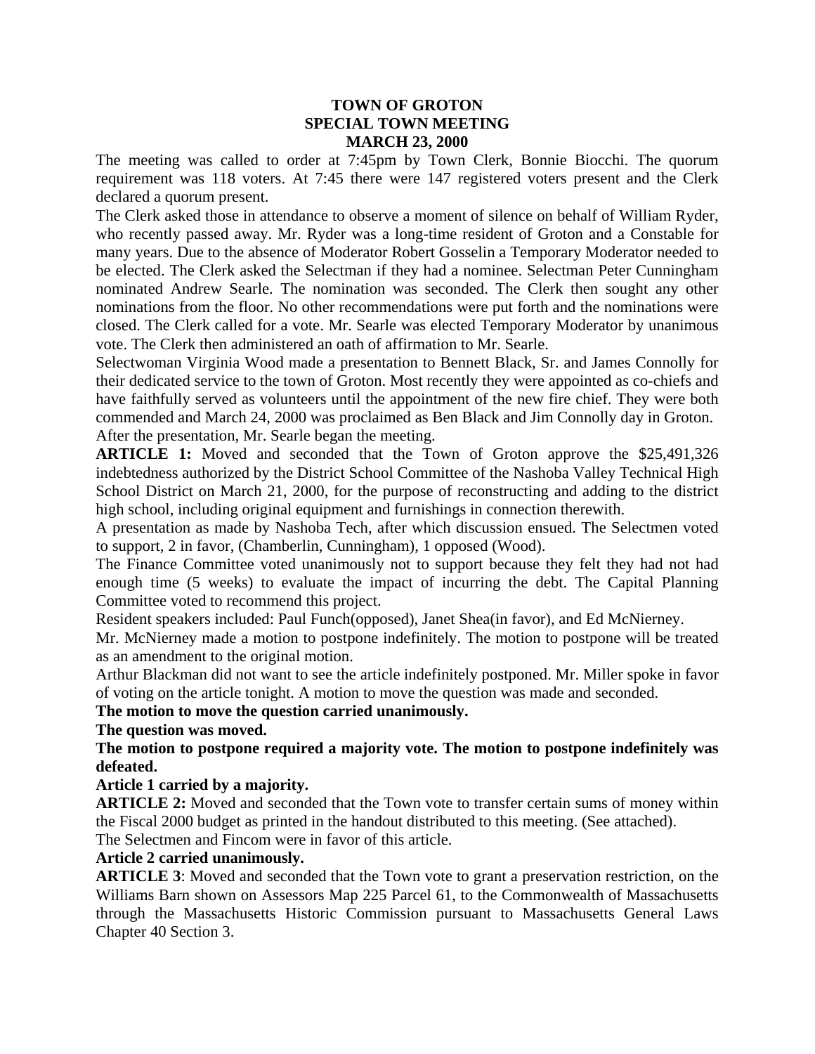# TOWN OF GROTON
## SPECIAL TOWN MEETING
## MARCH 23, 2000

The meeting was called to order at 7:45pm by Town Clerk, Bonnie Biocchi. The quorum requirement was 118 voters. At 7:45 there were 147 registered voters present and the Clerk declared a quorum present.

The Clerk asked those in attendance to observe a moment of silence on behalf of William Ryder, who recently passed away. Mr. Ryder was a long-time resident of Groton and a Constable for many years. Due to the absence of Moderator Robert Gosselin a Temporary Moderator needed to be elected. The Clerk asked the Selectman if they had a nominee. Selectman Peter Cunningham nominated Andrew Searle. The nomination was seconded. The Clerk then sought any other nominations from the floor. No other recommendations were put forth and the nominations were closed. The Clerk called for a vote. Mr. Searle was elected Temporary Moderator by unanimous vote. The Clerk then administered an oath of affirmation to Mr. Searle.

Selectwoman Virginia Wood made a presentation to Bennett Black, Sr. and James Connolly for their dedicated service to the town of Groton. Most recently they were appointed as co-chiefs and have faithfully served as volunteers until the appointment of the new fire chief. They were both commended and March 24, 2000 was proclaimed as Ben Black and Jim Connolly day in Groton.

After the presentation, Mr. Searle began the meeting.

**ARTICLE 1:** Moved and seconded that the Town of Groton approve the $25,491,326 indebtedness authorized by the District School Committee of the Nashoba Valley Technical High School District on March 21, 2000, for the purpose of reconstructing and adding to the district high school, including original equipment and furnishings in connection therewith.

A presentation as made by Nashoba Tech, after which discussion ensued. The Selectmen voted to support, 2 in favor, (Chamberlin, Cunningham), 1 opposed (Wood).

The Finance Committee voted unanimously not to support because they felt they had not had enough time (5 weeks) to evaluate the impact of incurring the debt. The Capital Planning Committee voted to recommend this project.

Resident speakers included: Paul Funch(opposed), Janet Shea(in favor), and Ed McNierney.

Mr. McNierney made a motion to postpone indefinitely. The motion to postpone will be treated as an amendment to the original motion.

Arthur Blackman did not want to see the article indefinitely postponed. Mr. Miller spoke in favor of voting on the article tonight. A motion to move the question was made and seconded.

**The motion to move the question carried unanimously.**

**The question was moved.**

**The motion to postpone required a majority vote. The motion to postpone indefinitely was defeated.**

**Article 1 carried by a majority.**

**ARTICLE 2:** Moved and seconded that the Town vote to transfer certain sums of money within the Fiscal 2000 budget as printed in the handout distributed to this meeting. (See attached).

The Selectmen and Fincom were in favor of this article.

**Article 2 carried unanimously.**

**ARTICLE 3**: Moved and seconded that the Town vote to grant a preservation restriction, on the Williams Barn shown on Assessors Map 225 Parcel 61, to the Commonwealth of Massachusetts through the Massachusetts Historic Commission pursuant to Massachusetts General Laws Chapter 40 Section 3.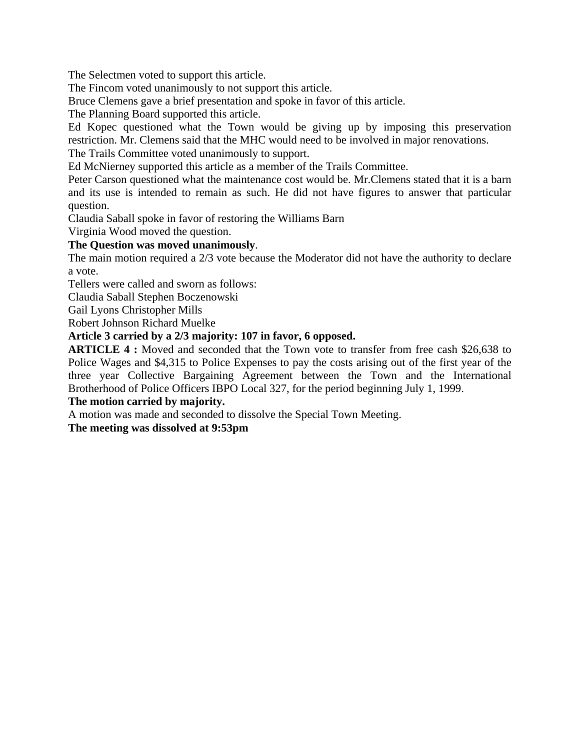The Selectmen voted to support this article.
The Fincom voted unanimously to not support this article.
Bruce Clemens gave a brief presentation and spoke in favor of this article.
The Planning Board supported this article.
Ed Kopec questioned what the Town would be giving up by imposing this preservation restriction. Mr. Clemens said that the MHC would need to be involved in major renovations.
The Trails Committee voted unanimously to support.
Ed McNierney supported this article as a member of the Trails Committee.
Peter Carson questioned what the maintenance cost would be. Mr.Clemens stated that it is a barn and its use is intended to remain as such. He did not have figures to answer that particular question.
Claudia Saball spoke in favor of restoring the Williams Barn
Virginia Wood moved the question.
**The Question was moved unanimously**.
The main motion required a 2/3 vote because the Moderator did not have the authority to declare a vote.
Tellers were called and sworn as follows:
Claudia Saball Stephen Boczenowski
Gail Lyons Christopher Mills
Robert Johnson Richard Muelke
**Article 3 carried by a 2/3 majority: 107 in favor, 6 opposed.**
**ARTICLE 4 :** Moved and seconded that the Town vote to transfer from free cash $26,638 to Police Wages and $4,315 to Police Expenses to pay the costs arising out of the first year of the three year Collective Bargaining Agreement between the Town and the International Brotherhood of Police Officers IBPO Local 327, for the period beginning July 1, 1999.
**The motion carried by majority.**
A motion was made and seconded to dissolve the Special Town Meeting.
**The meeting was dissolved at 9:53pm**